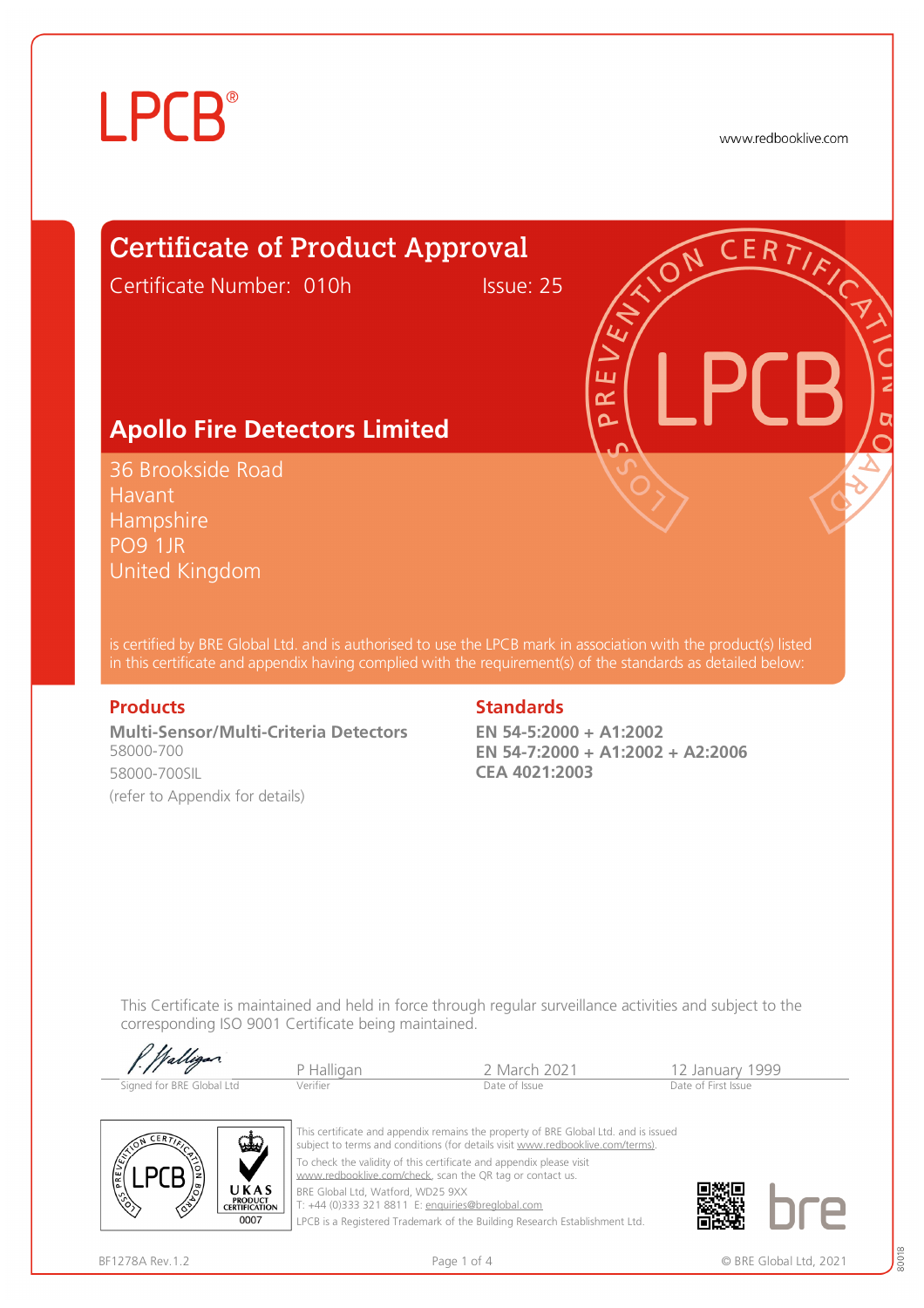LPCB®

www.redbooklive.com

# Certificate of Product Approval

Certificate Number: 010h Issue: 25

## Apollo Fire Detectors Limited

36 Brookside Road
Havant
Hampshire
PO9 1JR
United Kingdom

is certified by BRE Global Ltd. and is authorised to use the LPCB mark in association with the product(s) listed in this certificate and appendix having complied with the requirement(s) of the standards as detailed below:

### Products

**Multi-Sensor/Multi-Criteria Detectors**
58000-700
58000-700SIL
(refer to Appendix for details)

### Standards

**EN 54-5:2000 + A1:2002**
**EN 54-7:2000 + A1:2002 + A2:2006**
**CEA 4021:2003**

This Certificate is maintained and held in force through regular surveillance activities and subject to the corresponding ISO 9001 Certificate being maintained.

| Signed for BRE Global Ltd | P Halligan | 2 March 2021 | 12 January 1999 |
|---|---|---|---|
| | Verifier | Date of Issue | Date of First Issue |

UKAS PRODUCT CERTIFICATION 0007

This certificate and appendix remains the property of BRE Global Ltd. and is issued subject to terms and conditions (for details visit www.redbooklive.com/terms).
To check the validity of this certificate and appendix please visit www.redbooklive.com/check, scan the QR tag or contact us.
BRE Global Ltd, Watford, WD25 9XX
T: +44 (0)333 321 8811 E: enquiries@breglobal.com
LPCB is a Registered Trademark of the Building Research Establishment Ltd.

BF1278A Rev.1.2

© BRE Global Ltd, 2021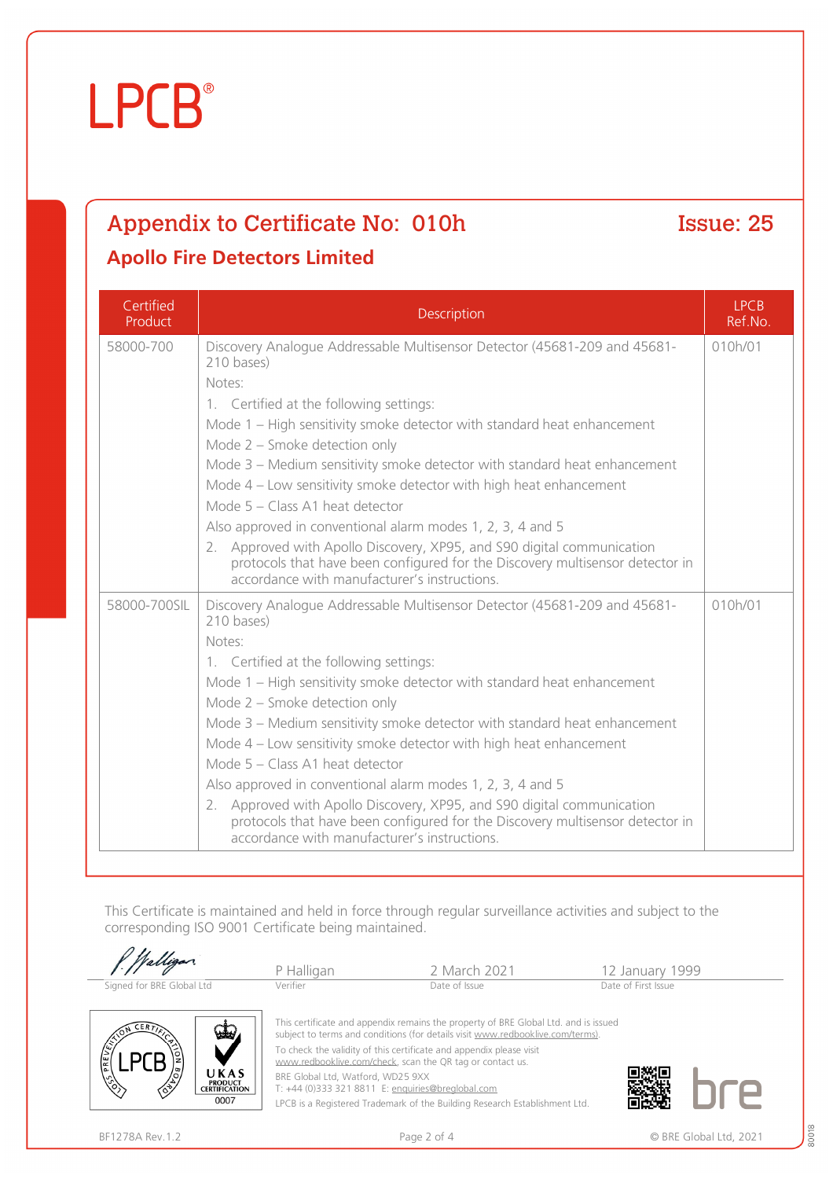LPCB®

## Appendix to Certificate No: 010h

**Issue: 25**

### Apollo Fire Detectors Limited

| Certified Product | Description | LPCB Ref.No. |
|---|---|---|
| 58000-700 | Discovery Analogue Addressable Multisensor Detector (45681-209 and 45681-210 bases)<br>Notes:<br>1. Certified at the following settings:<br>Mode 1 – High sensitivity smoke detector with standard heat enhancement<br>Mode 2 – Smoke detection only<br>Mode 3 – Medium sensitivity smoke detector with standard heat enhancement<br>Mode 4 – Low sensitivity smoke detector with high heat enhancement<br>Mode 5 – Class A1 heat detector<br>Also approved in conventional alarm modes 1, 2, 3, 4 and 5<br>2. Approved with Apollo Discovery, XP95, and S90 digital communication protocols that have been configured for the Discovery multisensor detector in accordance with manufacturer's instructions. | 010h/01 |
| 58000-700SIL | Discovery Analogue Addressable Multisensor Detector (45681-209 and 45681-210 bases)<br>Notes:<br>1. Certified at the following settings:<br>Mode 1 – High sensitivity smoke detector with standard heat enhancement<br>Mode 2 – Smoke detection only<br>Mode 3 – Medium sensitivity smoke detector with standard heat enhancement<br>Mode 4 – Low sensitivity smoke detector with high heat enhancement<br>Mode 5 – Class A1 heat detector<br>Also approved in conventional alarm modes 1, 2, 3, 4 and 5<br>2. Approved with Apollo Discovery, XP95, and S90 digital communication protocols that have been configured for the Discovery multisensor detector in accordance with manufacturer's instructions. | 010h/01 |

This Certificate is maintained and held in force through regular surveillance activities and subject to the corresponding ISO 9001 Certificate being maintained.

| Signed for BRE Global Ltd | P Halligan<br>Verifier | 2 March 2021<br>Date of Issue | 12 January 1999<br>Date of First Issue |
|---|---|---|---|

This certificate and appendix remains the property of BRE Global Ltd. and is issued subject to terms and conditions (for details visit www.redbooklive.com/terms).

To check the validity of this certificate and appendix please visit www.redbooklive.com/check, scan the QR tag or contact us.

BRE Global Ltd, Watford, WD25 9XX

T: +44 (0)333 321 8811 E: enquiries@breglobal.com

LPCB is a Registered Trademark of the Building Research Establishment Ltd.

BF1278A Rev.1.2

© BRE Global Ltd, 2021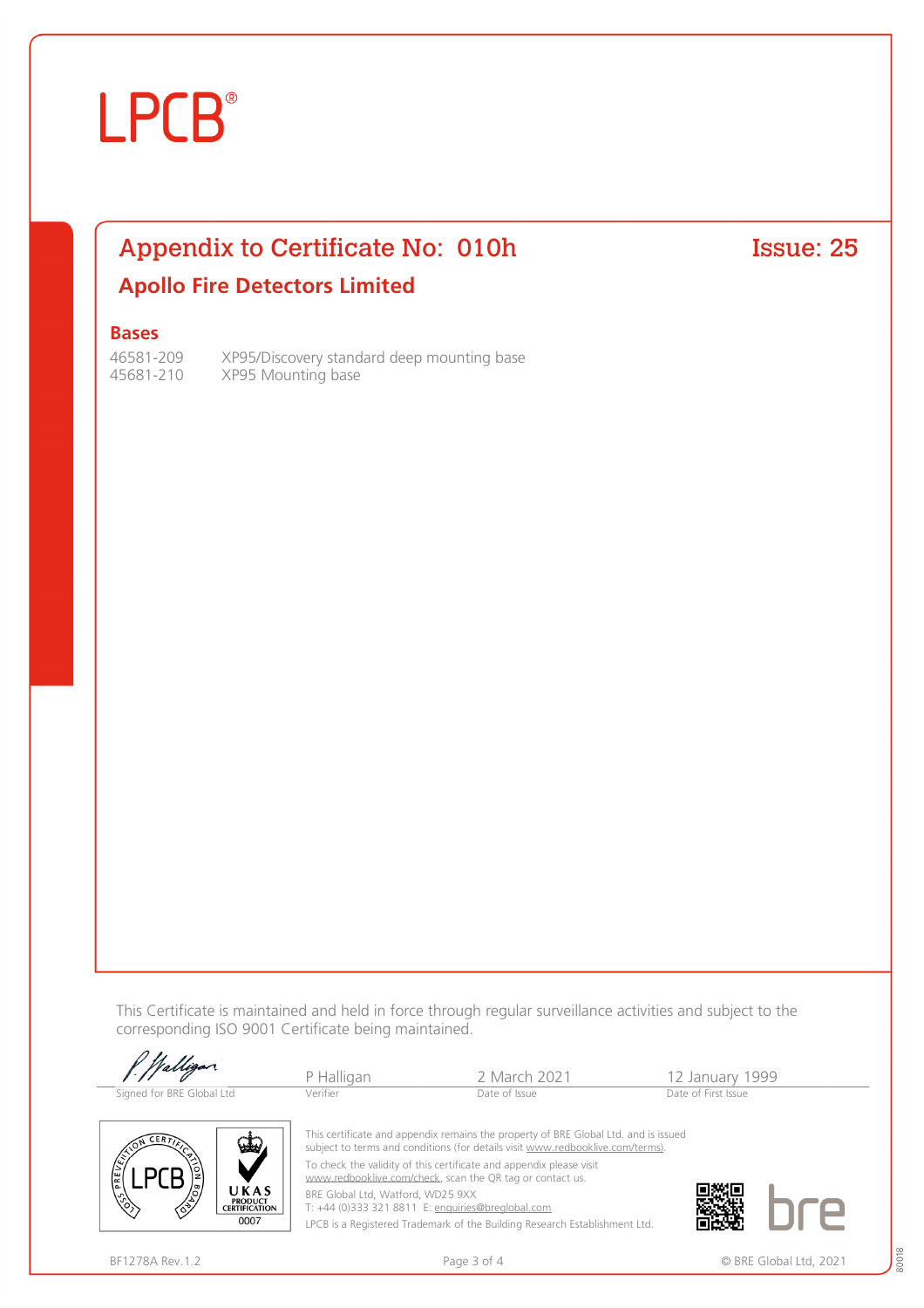# LPCB®

## Appendix to Certificate No: 010h

**Issue: 25**

## Apollo Fire Detectors Limited

### Bases

| | |
|---|---|
| 46581-209 | XP95/Discovery standard deep mounting base |
| 45681-210 | XP95 Mounting base |

This Certificate is maintained and held in force through regular surveillance activities and subject to the corresponding ISO 9001 Certificate being maintained.

| Signed for BRE Global Ltd | P Halligan | 2 March 2021 | 12 January 1999 |
|---|---|---|---|
| | Verifier | Date of Issue | Date of First Issue |

This certificate and appendix remains the property of BRE Global Ltd. and is issued subject to terms and conditions (for details visit www.redbooklive.com/terms).

To check the validity of this certificate and appendix please visit www.redbooklive.com/check, scan the QR tag or contact us.

BRE Global Ltd, Watford, WD25 9XX
T: +44 (0)333 321 8811 E: enquiries@breglobal.com

LPCB is a Registered Trademark of the Building Research Establishment Ltd.

BF1278A Rev.1.2

© BRE Global Ltd, 2021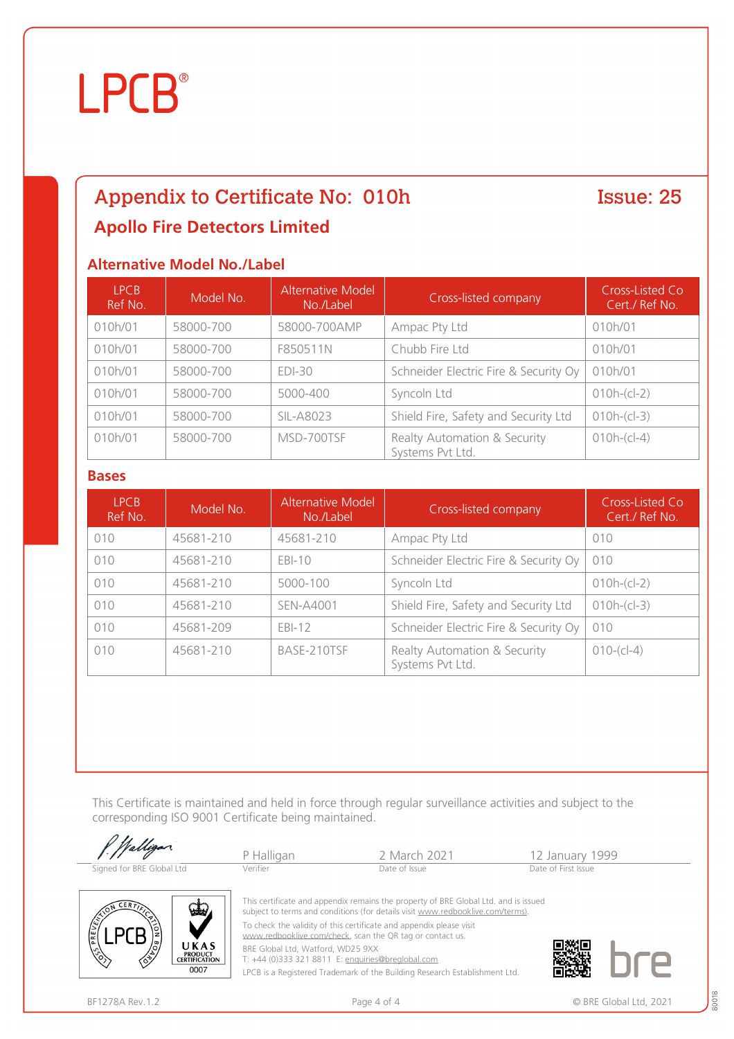LPCB®

## Appendix to Certificate No: 010h

**Issue: 25**

### Apollo Fire Detectors Limited

### Alternative Model No./Label

| LPCB Ref No. | Model No. | Alternative Model No./Label | Cross-listed company | Cross-Listed Co Cert./ Ref No. |
|---|---|---|---|---|
| 010h/01 | 58000-700 | 58000-700AMP | Ampac Pty Ltd | 010h/01 |
| 010h/01 | 58000-700 | F850511N | Chubb Fire Ltd | 010h/01 |
| 010h/01 | 58000-700 | EDI-30 | Schneider Electric Fire & Security Oy | 010h/01 |
| 010h/01 | 58000-700 | 5000-400 | Syncoln Ltd | 010h-(cl-2) |
| 010h/01 | 58000-700 | SIL-A8023 | Shield Fire, Safety and Security Ltd | 010h-(cl-3) |
| 010h/01 | 58000-700 | MSD-700TSF | Realty Automation & Security Systems Pvt Ltd. | 010h-(cl-4) |

### Bases

| LPCB Ref No. | Model No. | Alternative Model No./Label | Cross-listed company | Cross-Listed Co Cert./ Ref No. |
|---|---|---|---|---|
| 010 | 45681-210 | 45681-210 | Ampac Pty Ltd | 010 |
| 010 | 45681-210 | EBI-10 | Schneider Electric Fire & Security Oy | 010 |
| 010 | 45681-210 | 5000-100 | Syncoln Ltd | 010h-(cl-2) |
| 010 | 45681-210 | SEN-A4001 | Shield Fire, Safety and Security Ltd | 010h-(cl-3) |
| 010 | 45681-209 | EBI-12 | Schneider Electric Fire & Security Oy | 010 |
| 010 | 45681-210 | BASE-210TSF | Realty Automation & Security Systems Pvt Ltd. | 010-(cl-4) |

This Certificate is maintained and held in force through regular surveillance activities and subject to the corresponding ISO 9001 Certificate being maintained.

| Signed for BRE Global Ltd | P Halligan | 2 March 2021 | 12 January 1999 |
|---|---|---|---|
| | Verifier | Date of Issue | Date of First Issue |

This certificate and appendix remains the property of BRE Global Ltd. and is issued subject to terms and conditions (for details visit www.redbooklive.com/terms).

To check the validity of this certificate and appendix please visit www.redbooklive.com/check, scan the QR tag or contact us.

BRE Global Ltd, Watford, WD25 9XX
T: +44 (0)333 321 8811 E: enquiries@breglobal.com

LPCB is a Registered Trademark of the Building Research Establishment Ltd.

UKAS PRODUCT CERTIFICATION 0007

BF1278A Rev.1.2

© BRE Global Ltd, 2021